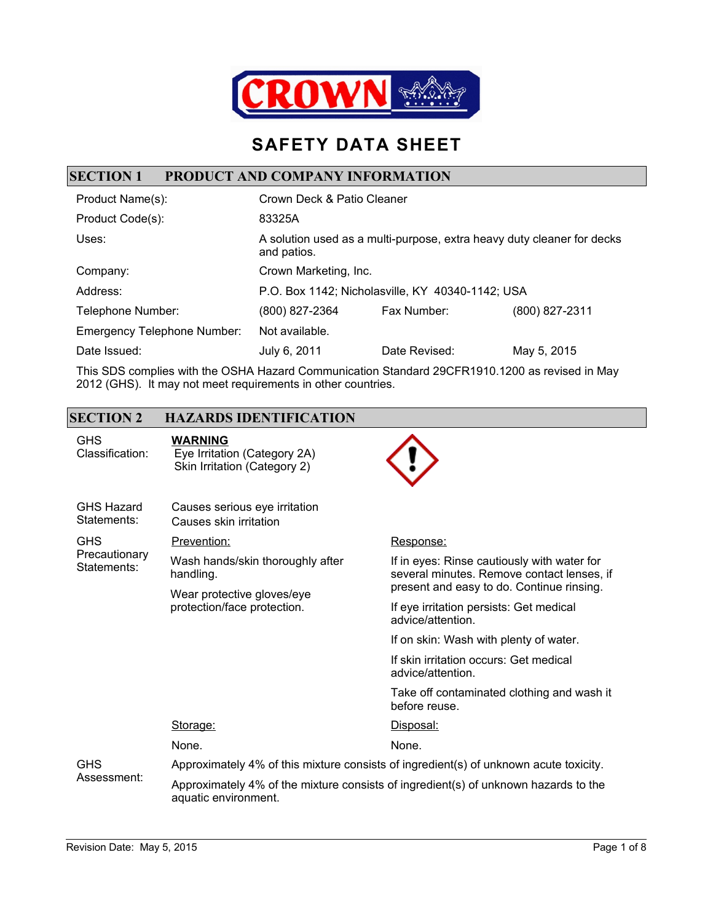CROWN

# SAFETY DATA SHEET

## SECTION 1 PRODUCT AND COMPANY INFORMATION

| | | | |
|---|---|---|---|
| Product Name(s): | Crown Deck & Patio Cleaner | | |
| Product Code(s): | 83325A | | |
| Uses: | A solution used as a multi-purpose, extra heavy duty cleaner for decks and patios. | | |
| Company: | Crown Marketing, Inc. | | |
| Address: | P.O. Box 1142; Nicholasville, KY 40340-1142; USA | | |
| Telephone Number: | (800) 827-2364 | Fax Number: | (800) 827-2311 |
| Emergency Telephone Number: | Not available. | | |
| Date Issued: | July 6, 2011 | Date Revised: | May 5, 2015 |

This SDS complies with the OSHA Hazard Communication Standard 29CFR1910.1200 as revised in May 2012 (GHS). It may not meet requirements in other countries.

## SECTION 2 HAZARDS IDENTIFICATION

**GHS Classification:**

**WARNING**
Eye Irritation (Category 2A)
Skin Irritation (Category 2)

**GHS Hazard Statements:**

Causes serious eye irritation
Causes skin irritation

**GHS Precautionary Statements:**

Prevention:

- Wash hands/skin thoroughly after handling.
- Wear protective gloves/eye protection/face protection.

Response:

- If in eyes: Rinse cautiously with water for several minutes. Remove contact lenses, if present and easy to do. Continue rinsing.
- If eye irritation persists: Get medical advice/attention.
- If on skin: Wash with plenty of water.
- If skin irritation occurs: Get medical advice/attention.
- Take off contaminated clothing and wash it before reuse.

Storage:

None.

Disposal:

None.

**GHS Assessment:**

Approximately 4% of this mixture consists of ingredient(s) of unknown acute toxicity.

Approximately 4% of the mixture consists of ingredient(s) of unknown hazards to the aquatic environment.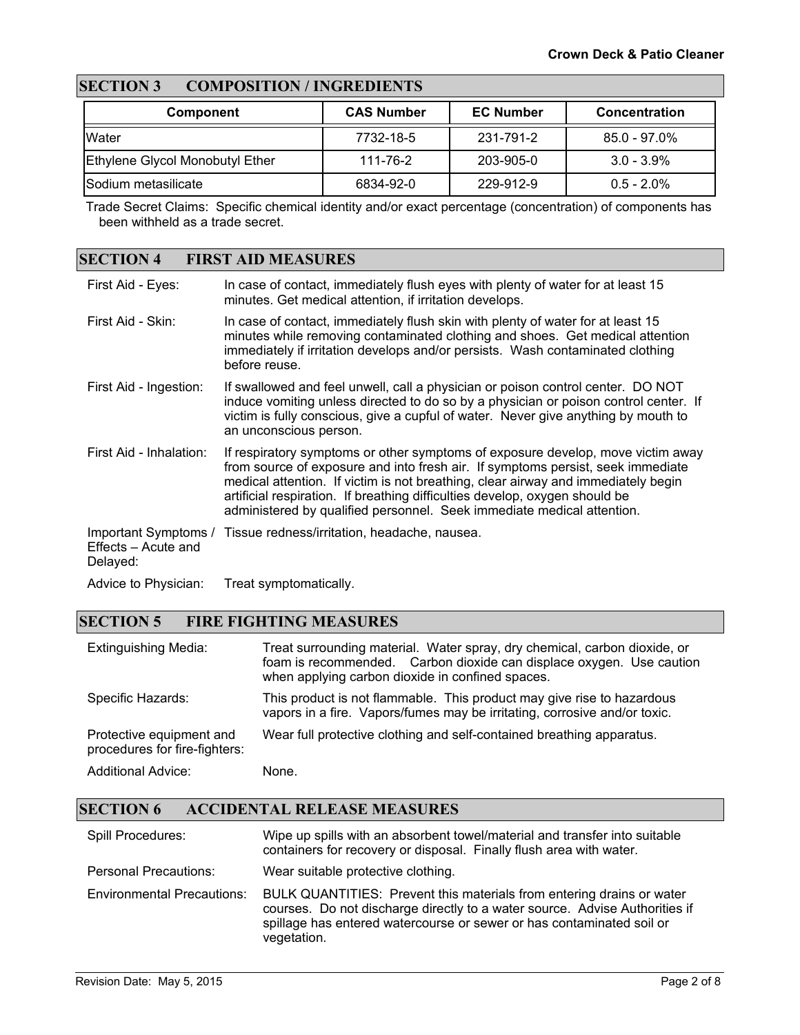## SECTION 3 COMPOSITION / INGREDIENTS

| Component | CAS Number | EC Number | Concentration |
|---|---|---|---|
| Water | 7732-18-5 | 231-791-2 | 85.0 - 97.0% |
| Ethylene Glycol Monobutyl Ether | 111-76-2 | 203-905-0 | 3.0 - 3.9% |
| Sodium metasilicate | 6834-92-0 | 229-912-9 | 0.5 - 2.0% |

Trade Secret Claims: Specific chemical identity and/or exact percentage (concentration) of components has been withheld as a trade secret.

## SECTION 4 FIRST AID MEASURES

First Aid - Eyes: In case of contact, immediately flush eyes with plenty of water for at least 15 minutes. Get medical attention, if irritation develops.

First Aid - Skin: In case of contact, immediately flush skin with plenty of water for at least 15 minutes while removing contaminated clothing and shoes. Get medical attention immediately if irritation develops and/or persists. Wash contaminated clothing before reuse.

First Aid - Ingestion: If swallowed and feel unwell, call a physician or poison control center. DO NOT induce vomiting unless directed to do so by a physician or poison control center. If victim is fully conscious, give a cupful of water. Never give anything by mouth to an unconscious person.

First Aid - Inhalation: If respiratory symptoms or other symptoms of exposure develop, move victim away from source of exposure and into fresh air. If symptoms persist, seek immediate medical attention. If victim is not breathing, clear airway and immediately begin artificial respiration. If breathing difficulties develop, oxygen should be administered by qualified personnel. Seek immediate medical attention.

Important Symptoms / Effects – Acute and Delayed: Tissue redness/irritation, headache, nausea.

Advice to Physician: Treat symptomatically.

## SECTION 5 FIRE FIGHTING MEASURES

Extinguishing Media: Treat surrounding material. Water spray, dry chemical, carbon dioxide, or foam is recommended. Carbon dioxide can displace oxygen. Use caution when applying carbon dioxide in confined spaces.

Specific Hazards: This product is not flammable. This product may give rise to hazardous vapors in a fire. Vapors/fumes may be irritating, corrosive and/or toxic.

Protective equipment and procedures for fire-fighters: Wear full protective clothing and self-contained breathing apparatus.

Additional Advice: None.

## SECTION 6 ACCIDENTAL RELEASE MEASURES

Spill Procedures: Wipe up spills with an absorbent towel/material and transfer into suitable containers for recovery or disposal. Finally flush area with water.

Personal Precautions: Wear suitable protective clothing.

Environmental Precautions: BULK QUANTITIES: Prevent this materials from entering drains or water courses. Do not discharge directly to a water source. Advise Authorities if spillage has entered watercourse or sewer or has contaminated soil or vegetation.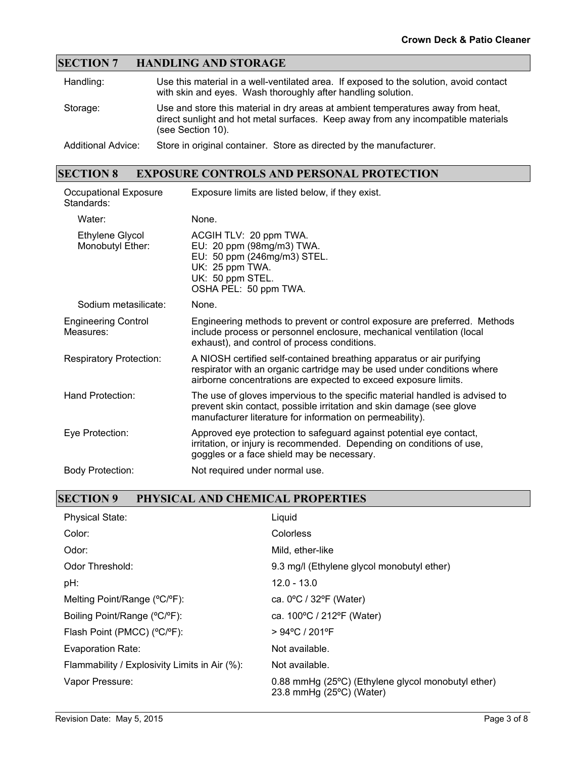## SECTION 7 HANDLING AND STORAGE

| | |
|---|---|
| Handling: | Use this material in a well-ventilated area. If exposed to the solution, avoid contact with skin and eyes. Wash thoroughly after handling solution. |
| Storage: | Use and store this material in dry areas at ambient temperatures away from heat, direct sunlight and hot metal surfaces. Keep away from any incompatible materials (see Section 10). |
| Additional Advice: | Store in original container. Store as directed by the manufacturer. |

## SECTION 8 EXPOSURE CONTROLS AND PERSONAL PROTECTION

| | |
|---|---|
| Occupational Exposure Standards: | Exposure limits are listed below, if they exist. |
| Water: | None. |
| Ethylene Glycol Monobutyl Ether: | ACGIH TLV: 20 ppm TWA.<br>EU: 20 ppm (98mg/m3) TWA.<br>EU: 50 ppm (246mg/m3) STEL.<br>UK: 25 ppm TWA.<br>UK: 50 ppm STEL.<br>OSHA PEL: 50 ppm TWA. |
| Sodium metasilicate: | None. |
| Engineering Control Measures: | Engineering methods to prevent or control exposure are preferred. Methods include process or personnel enclosure, mechanical ventilation (local exhaust), and control of process conditions. |
| Respiratory Protection: | A NIOSH certified self-contained breathing apparatus or air purifying respirator with an organic cartridge may be used under conditions where airborne concentrations are expected to exceed exposure limits. |
| Hand Protection: | The use of gloves impervious to the specific material handled is advised to prevent skin contact, possible irritation and skin damage (see glove manufacturer literature for information on permeability). |
| Eye Protection: | Approved eye protection to safeguard against potential eye contact, irritation, or injury is recommended. Depending on conditions of use, goggles or a face shield may be necessary. |
| Body Protection: | Not required under normal use. |

## SECTION 9 PHYSICAL AND CHEMICAL PROPERTIES

| | |
|---|---|
| Physical State: | Liquid |
| Color: | Colorless |
| Odor: | Mild, ether-like |
| Odor Threshold: | 9.3 mg/l (Ethylene glycol monobutyl ether) |
| pH: | 12.0 - 13.0 |
| Melting Point/Range (ºC/ºF): | ca. 0ºC / 32ºF (Water) |
| Boiling Point/Range (ºC/ºF): | ca. 100ºC / 212ºF (Water) |
| Flash Point (PMCC) (ºC/ºF): | > 94ºC / 201ºF |
| Evaporation Rate: | Not available. |
| Flammability / Explosivity Limits in Air (%): | Not available. |
| Vapor Pressure: | 0.88 mmHg (25ºC) (Ethylene glycol monobutyl ether)<br>23.8 mmHg (25ºC) (Water) |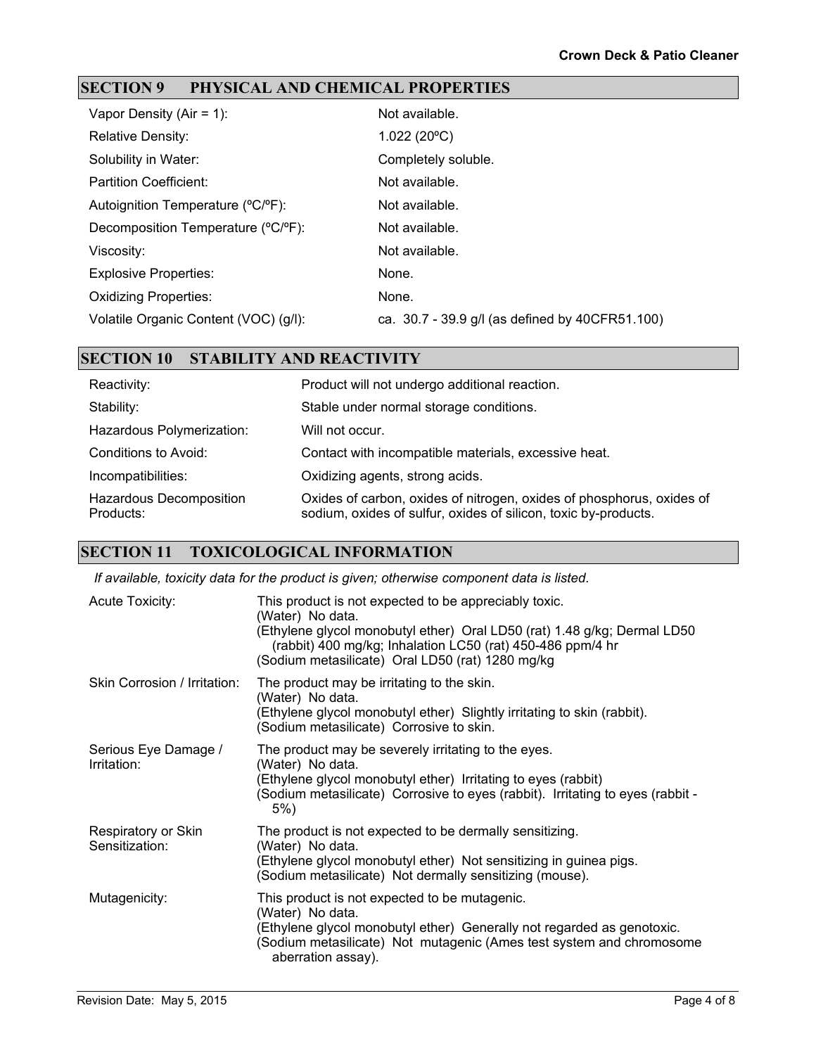## SECTION 9 PHYSICAL AND CHEMICAL PROPERTIES

| | |
|---|---|
| Vapor Density (Air = 1): | Not available. |
| Relative Density: | 1.022 (20ºC) |
| Solubility in Water: | Completely soluble. |
| Partition Coefficient: | Not available. |
| Autoignition Temperature (ºC/ºF): | Not available. |
| Decomposition Temperature (ºC/ºF): | Not available. |
| Viscosity: | Not available. |
| Explosive Properties: | None. |
| Oxidizing Properties: | None. |
| Volatile Organic Content (VOC) (g/l): | ca. 30.7 - 39.9 g/l (as defined by 40CFR51.100) |

## SECTION 10 STABILITY AND REACTIVITY

| | |
|---|---|
| Reactivity: | Product will not undergo additional reaction. |
| Stability: | Stable under normal storage conditions. |
| Hazardous Polymerization: | Will not occur. |
| Conditions to Avoid: | Contact with incompatible materials, excessive heat. |
| Incompatibilities: | Oxidizing agents, strong acids. |
| Hazardous Decomposition Products: | Oxides of carbon, oxides of nitrogen, oxides of phosphorus, oxides of sodium, oxides of sulfur, oxides of silicon, toxic by-products. |

## SECTION 11 TOXICOLOGICAL INFORMATION

*If available, toxicity data for the product is given; otherwise component data is listed.*

| | |
|---|---|
| Acute Toxicity: | This product is not expected to be appreciably toxic.<br>(Water) No data.<br>(Ethylene glycol monobutyl ether) Oral LD50 (rat) 1.48 g/kg; Dermal LD50 (rabbit) 400 mg/kg; Inhalation LC50 (rat) 450-486 ppm/4 hr<br>(Sodium metasilicate) Oral LD50 (rat) 1280 mg/kg |
| Skin Corrosion / Irritation: | The product may be irritating to the skin.<br>(Water) No data.<br>(Ethylene glycol monobutyl ether) Slightly irritating to skin (rabbit).<br>(Sodium metasilicate) Corrosive to skin. |
| Serious Eye Damage / Irritation: | The product may be severely irritating to the eyes.<br>(Water) No data.<br>(Ethylene glycol monobutyl ether) Irritating to eyes (rabbit)<br>(Sodium metasilicate) Corrosive to eyes (rabbit). Irritating to eyes (rabbit - 5%) |
| Respiratory or Skin Sensitization: | The product is not expected to be dermally sensitizing.<br>(Water) No data.<br>(Ethylene glycol monobutyl ether) Not sensitizing in guinea pigs.<br>(Sodium metasilicate) Not dermally sensitizing (mouse). |
| Mutagenicity: | This product is not expected to be mutagenic.<br>(Water) No data.<br>(Ethylene glycol monobutyl ether) Generally not regarded as genotoxic.<br>(Sodium metasilicate) Not mutagenic (Ames test system and chromosome aberration assay). |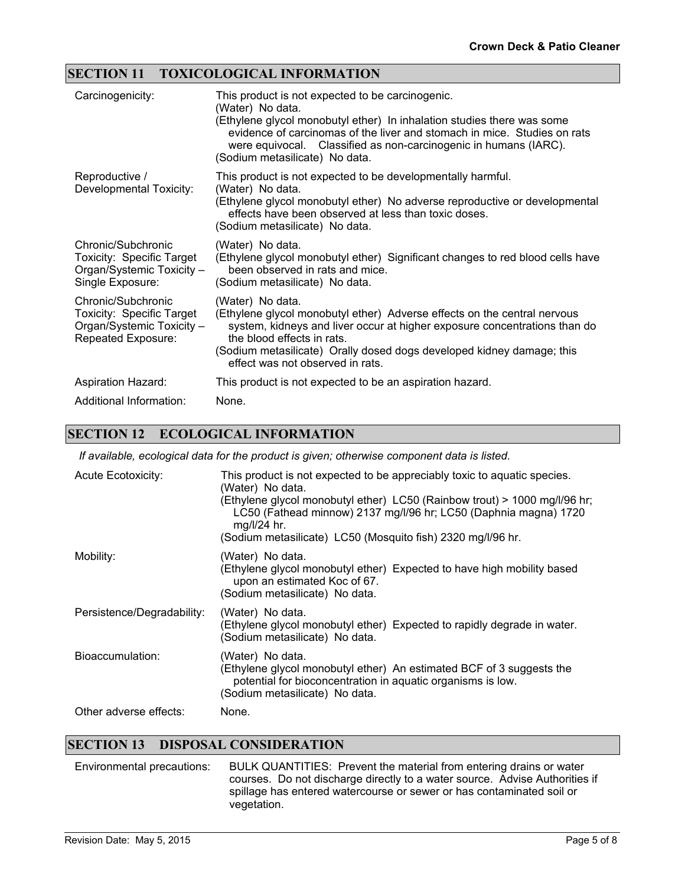## SECTION 11 TOXICOLOGICAL INFORMATION

| | |
|---|---|
| Carcinogenicity: | This product is not expected to be carcinogenic.<br>(Water) No data.<br>(Ethylene glycol monobutyl ether) In inhalation studies there was some evidence of carcinomas of the liver and stomach in mice. Studies on rats were equivocal. Classified as non-carcinogenic in humans (IARC).<br>(Sodium metasilicate) No data. |
| Reproductive / Developmental Toxicity: | This product is not expected to be developmentally harmful.<br>(Water) No data.<br>(Ethylene glycol monobutyl ether) No adverse reproductive or developmental effects have been observed at less than toxic doses.<br>(Sodium metasilicate) No data. |
| Chronic/Subchronic Toxicity: Specific Target Organ/Systemic Toxicity – Single Exposure: | (Water) No data.<br>(Ethylene glycol monobutyl ether) Significant changes to red blood cells have been observed in rats and mice.<br>(Sodium metasilicate) No data. |
| Chronic/Subchronic Toxicity: Specific Target Organ/Systemic Toxicity – Repeated Exposure: | (Water) No data.<br>(Ethylene glycol monobutyl ether) Adverse effects on the central nervous system, kidneys and liver occur at higher exposure concentrations than do the blood effects in rats.<br>(Sodium metasilicate) Orally dosed dogs developed kidney damage; this effect was not observed in rats. |
| Aspiration Hazard: | This product is not expected to be an aspiration hazard. |
| Additional Information: | None. |

## SECTION 12 ECOLOGICAL INFORMATION

*If available, ecological data for the product is given; otherwise component data is listed.*

| | |
|---|---|
| Acute Ecotoxicity: | This product is not expected to be appreciably toxic to aquatic species.<br>(Water) No data.<br>(Ethylene glycol monobutyl ether) LC50 (Rainbow trout) > 1000 mg/l/96 hr; LC50 (Fathead minnow) 2137 mg/l/96 hr; LC50 (Daphnia magna) 1720 mg/l/24 hr.<br>(Sodium metasilicate) LC50 (Mosquito fish) 2320 mg/l/96 hr. |
| Mobility: | (Water) No data.<br>(Ethylene glycol monobutyl ether) Expected to have high mobility based upon an estimated Koc of 67.<br>(Sodium metasilicate) No data. |
| Persistence/Degradability: | (Water) No data.<br>(Ethylene glycol monobutyl ether) Expected to rapidly degrade in water.<br>(Sodium metasilicate) No data. |
| Bioaccumulation: | (Water) No data.<br>(Ethylene glycol monobutyl ether) An estimated BCF of 3 suggests the potential for bioconcentration in aquatic organisms is low.<br>(Sodium metasilicate) No data. |
| Other adverse effects: | None. |

## SECTION 13 DISPOSAL CONSIDERATION

| | |
|---|---|
| Environmental precautions: | BULK QUANTITIES: Prevent the material from entering drains or water courses. Do not discharge directly to a water source. Advise Authorities if spillage has entered watercourse or sewer or has contaminated soil or vegetation. |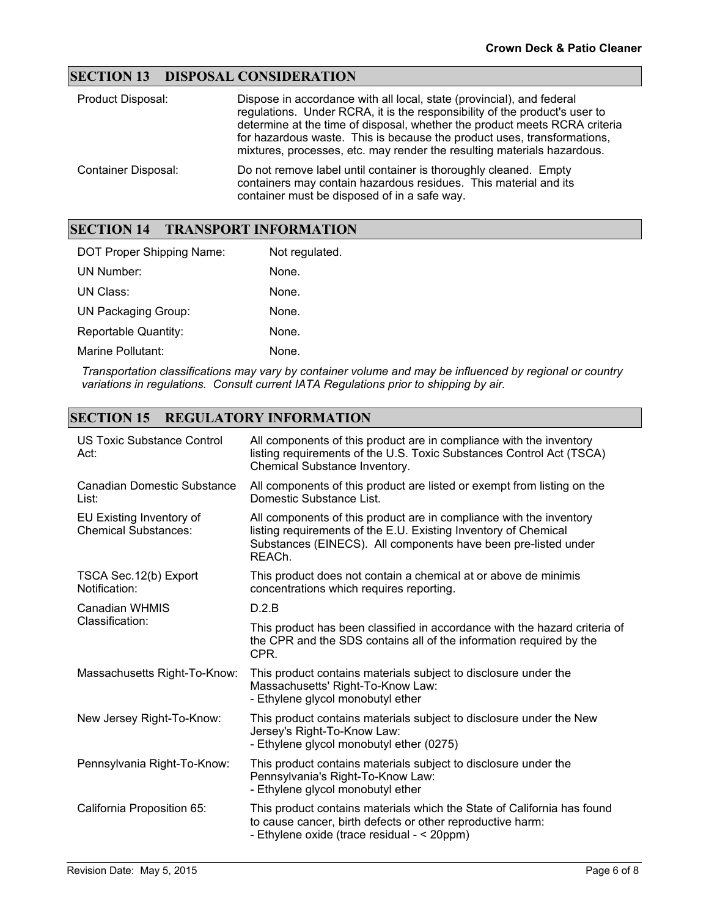## SECTION 13 DISPOSAL CONSIDERATION

| | |
|---|---|
| Product Disposal: | Dispose in accordance with all local, state (provincial), and federal regulations. Under RCRA, it is the responsibility of the product's user to determine at the time of disposal, whether the product meets RCRA criteria for hazardous waste. This is because the product uses, transformations, mixtures, processes, etc. may render the resulting materials hazardous. |
| Container Disposal: | Do not remove label until container is thoroughly cleaned. Empty containers may contain hazardous residues. This material and its container must be disposed of in a safe way. |

## SECTION 14 TRANSPORT INFORMATION

| | |
|---|---|
| DOT Proper Shipping Name: | Not regulated. |
| UN Number: | None. |
| UN Class: | None. |
| UN Packaging Group: | None. |
| Reportable Quantity: | None. |
| Marine Pollutant: | None. |

*Transportation classifications may vary by container volume and may be influenced by regional or country variations in regulations. Consult current IATA Regulations prior to shipping by air.*

## SECTION 15 REGULATORY INFORMATION

| | |
|---|---|
| US Toxic Substance Control Act: | All components of this product are in compliance with the inventory listing requirements of the U.S. Toxic Substances Control Act (TSCA) Chemical Substance Inventory. |
| Canadian Domestic Substance List: | All components of this product are listed or exempt from listing on the Domestic Substance List. |
| EU Existing Inventory of Chemical Substances: | All components of this product are in compliance with the inventory listing requirements of the E.U. Existing Inventory of Chemical Substances (EINECS). All components have been pre-listed under REACh. |
| TSCA Sec.12(b) Export Notification: | This product does not contain a chemical at or above de minimis concentrations which requires reporting. |
| Canadian WHMIS Classification: | D.2.B<br>This product has been classified in accordance with the hazard criteria of the CPR and the SDS contains all of the information required by the CPR. |
| Massachusetts Right-To-Know: | This product contains materials subject to disclosure under the Massachusetts' Right-To-Know Law:<br>- Ethylene glycol monobutyl ether |
| New Jersey Right-To-Know: | This product contains materials subject to disclosure under the New Jersey's Right-To-Know Law:<br>- Ethylene glycol monobutyl ether (0275) |
| Pennsylvania Right-To-Know: | This product contains materials subject to disclosure under the Pennsylvania's Right-To-Know Law:<br>- Ethylene glycol monobutyl ether |
| California Proposition 65: | This product contains materials which the State of California has found to cause cancer, birth defects or other reproductive harm:<br>- Ethylene oxide (trace residual - < 20ppm) |

Revision Date: May 5, 2015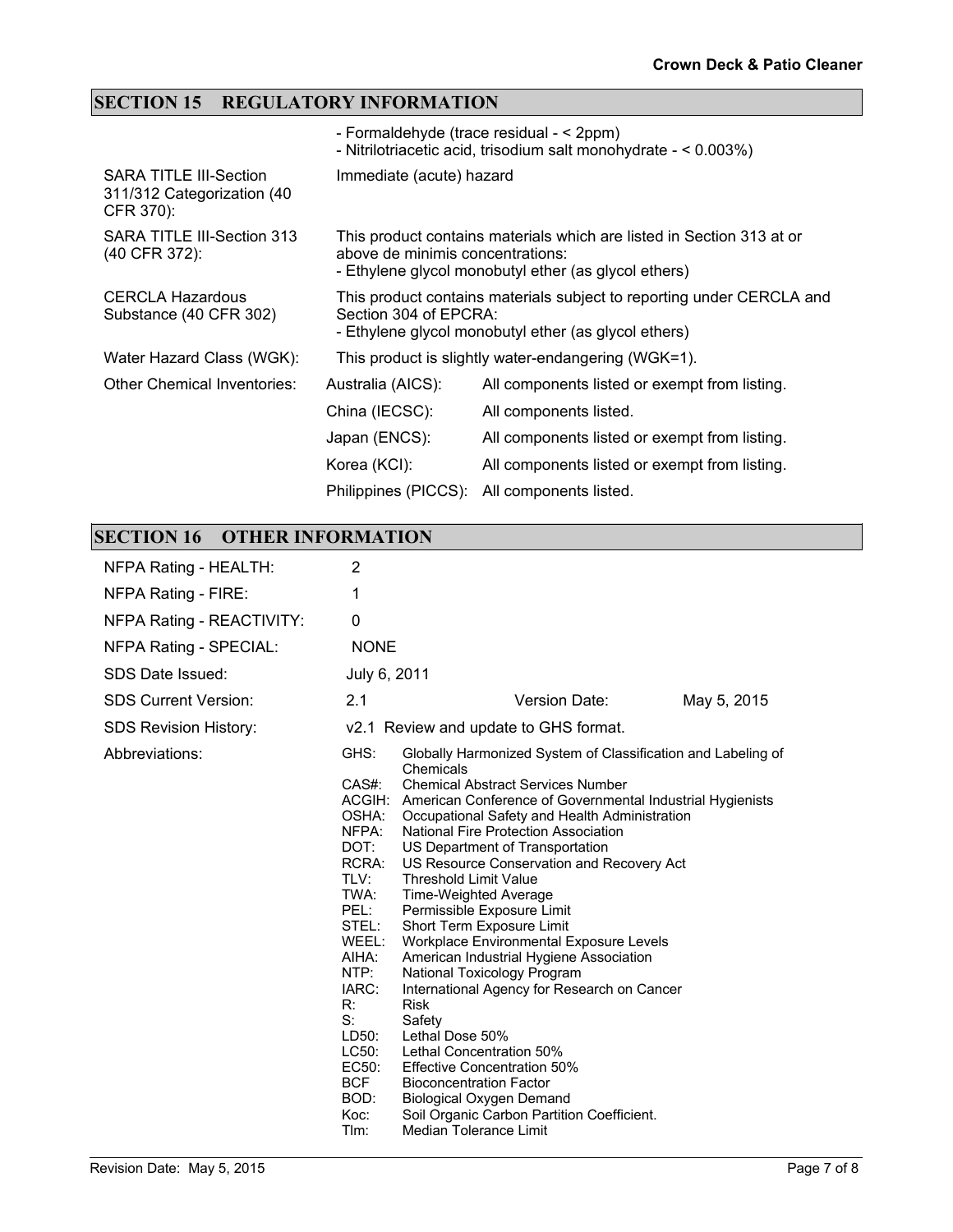## SECTION 15 REGULATORY INFORMATION

- Formaldehyde (trace residual - < 2ppm)
- Nitrilotriacetic acid, trisodium salt monohydrate - < 0.003%)

| | |
|---|---|
| SARA TITLE III-Section 311/312 Categorization (40 CFR 370): | Immediate (acute) hazard |
| SARA TITLE III-Section 313 (40 CFR 372): | This product contains materials which are listed in Section 313 at or above de minimis concentrations:<br>- Ethylene glycol monobutyl ether (as glycol ethers) |
| CERCLA Hazardous Substance (40 CFR 302) | This product contains materials subject to reporting under CERCLA and Section 304 of EPCRA:<br>- Ethylene glycol monobutyl ether (as glycol ethers) |
| Water Hazard Class (WGK): | This product is slightly water-endangering (WGK=1). |

Other Chemical Inventories:

| | |
|---|---|
| Australia (AICS): | All components listed or exempt from listing. |
| China (IECSC): | All components listed. |
| Japan (ENCS): | All components listed or exempt from listing. |
| Korea (KCI): | All components listed or exempt from listing. |
| Philippines (PICCS): | All components listed. |

## SECTION 16 OTHER INFORMATION

| | |
|---|---|
| NFPA Rating - HEALTH: | 2 |
| NFPA Rating - FIRE: | 1 |
| NFPA Rating - REACTIVITY: | 0 |
| NFPA Rating - SPECIAL: | NONE |
| SDS Date Issued: | July 6, 2011 |
| SDS Current Version: | 2.1 — Version Date: May 5, 2015 |
| SDS Revision History: | v2.1 Review and update to GHS format. |

Abbreviations:

| | |
|---|---|
| GHS: | Globally Harmonized System of Classification and Labeling of Chemicals |
| CAS#: | Chemical Abstract Services Number |
| ACGIH: | American Conference of Governmental Industrial Hygienists |
| OSHA: | Occupational Safety and Health Administration |
| NFPA: | National Fire Protection Association |
| DOT: | US Department of Transportation |
| RCRA: | US Resource Conservation and Recovery Act |
| TLV: | Threshold Limit Value |
| TWA: | Time-Weighted Average |
| PEL: | Permissible Exposure Limit |
| STEL: | Short Term Exposure Limit |
| WEEL: | Workplace Environmental Exposure Levels |
| AIHA: | American Industrial Hygiene Association |
| NTP: | National Toxicology Program |
| IARC: | International Agency for Research on Cancer |
| R: | Risk |
| S: | Safety |
| LD50: | Lethal Dose 50% |
| LC50: | Lethal Concentration 50% |
| EC50: | Effective Concentration 50% |
| BCF | Bioconcentration Factor |
| BOD: | Biological Oxygen Demand |
| Koc: | Soil Organic Carbon Partition Coefficient. |
| Tlm: | Median Tolerance Limit |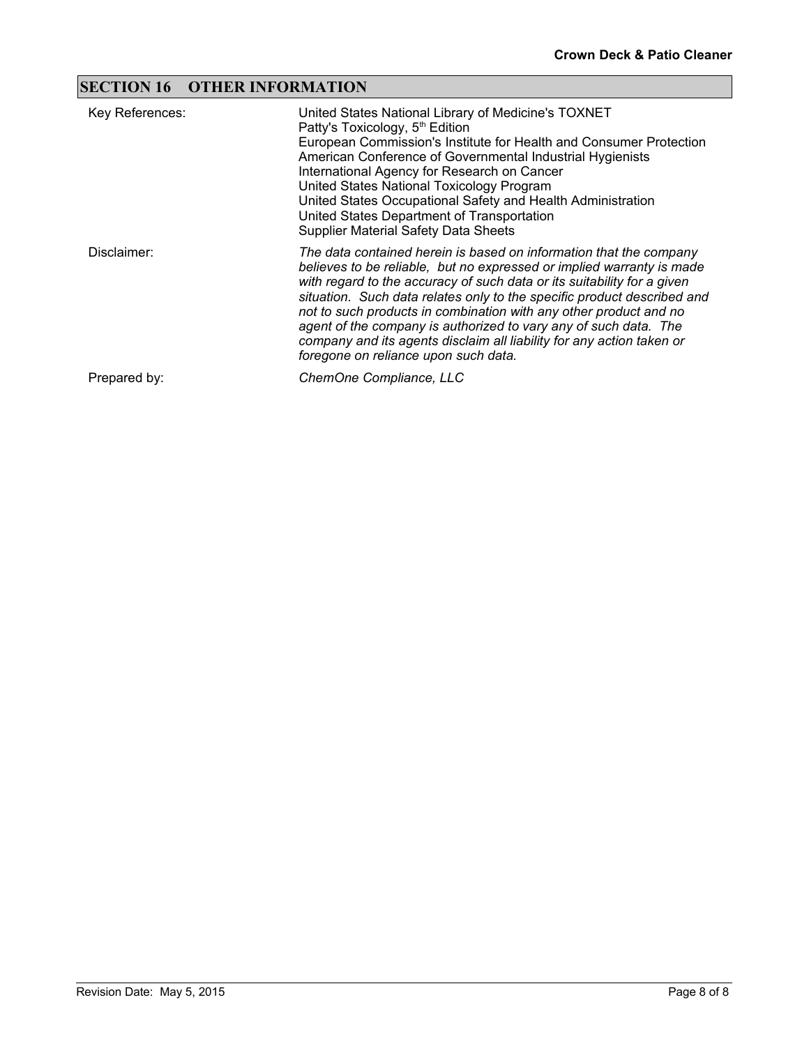## SECTION 16 OTHER INFORMATION

| | |
|---|---|
| Key References: | United States National Library of Medicine's TOXNET<br>Patty's Toxicology, 5th Edition<br>European Commission's Institute for Health and Consumer Protection<br>American Conference of Governmental Industrial Hygienists<br>International Agency for Research on Cancer<br>United States National Toxicology Program<br>United States Occupational Safety and Health Administration<br>United States Department of Transportation<br>Supplier Material Safety Data Sheets |
| Disclaimer: | *The data contained herein is based on information that the company believes to be reliable, but no expressed or implied warranty is made with regard to the accuracy of such data or its suitability for a given situation. Such data relates only to the specific product described and not to such products in combination with any other product and no agent of the company is authorized to vary any of such data. The company and its agents disclaim all liability for any action taken or foregone on reliance upon such data.* |
| Prepared by: | *ChemOne Compliance, LLC* |